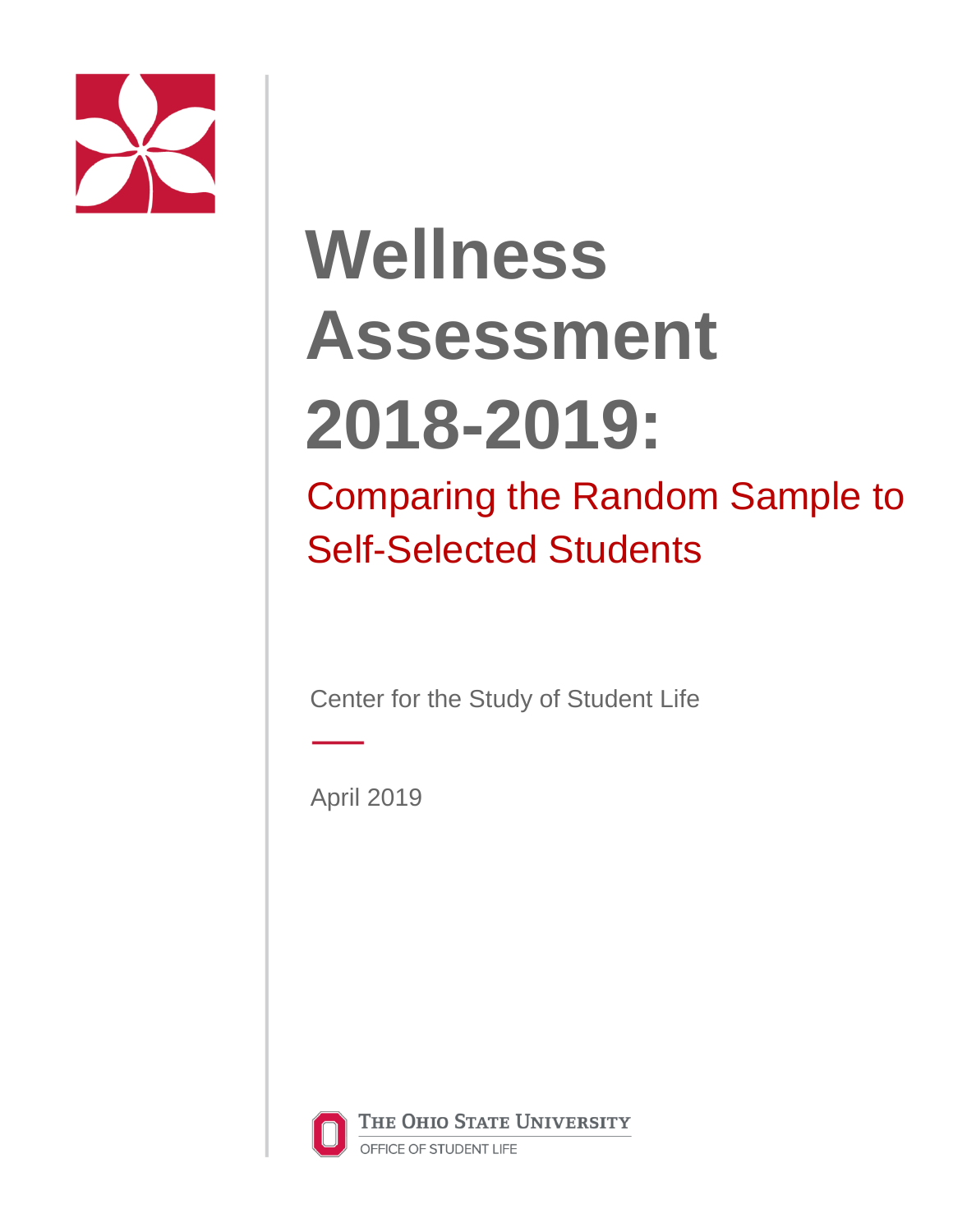# Wellness Assessment 2018-2019:

## Comparing the Random Sample to Self-Selected Students

Center for the Study of Student Life

April 2019

The Ohio State University
Office of Student Life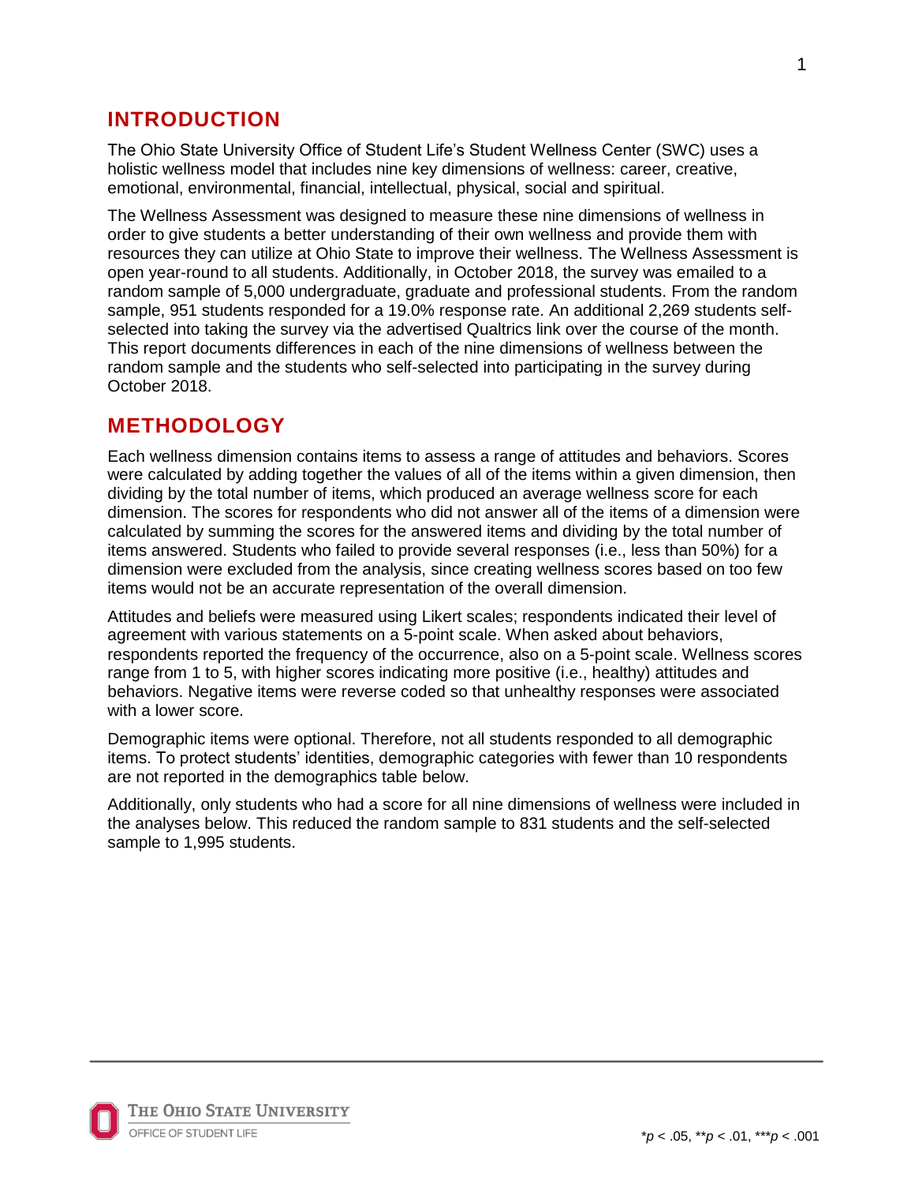## INTRODUCTION

The Ohio State University Office of Student Life's Student Wellness Center (SWC) uses a holistic wellness model that includes nine key dimensions of wellness: career, creative, emotional, environmental, financial, intellectual, physical, social and spiritual.

The Wellness Assessment was designed to measure these nine dimensions of wellness in order to give students a better understanding of their own wellness and provide them with resources they can utilize at Ohio State to improve their wellness. The Wellness Assessment is open year-round to all students. Additionally, in October 2018, the survey was emailed to a random sample of 5,000 undergraduate, graduate and professional students. From the random sample, 951 students responded for a 19.0% response rate. An additional 2,269 students self-selected into taking the survey via the advertised Qualtrics link over the course of the month. This report documents differences in each of the nine dimensions of wellness between the random sample and the students who self-selected into participating in the survey during October 2018.

## METHODOLOGY

Each wellness dimension contains items to assess a range of attitudes and behaviors. Scores were calculated by adding together the values of all of the items within a given dimension, then dividing by the total number of items, which produced an average wellness score for each dimension. The scores for respondents who did not answer all of the items of a dimension were calculated by summing the scores for the answered items and dividing by the total number of items answered. Students who failed to provide several responses (i.e., less than 50%) for a dimension were excluded from the analysis, since creating wellness scores based on too few items would not be an accurate representation of the overall dimension.

Attitudes and beliefs were measured using Likert scales; respondents indicated their level of agreement with various statements on a 5-point scale. When asked about behaviors, respondents reported the frequency of the occurrence, also on a 5-point scale. Wellness scores range from 1 to 5, with higher scores indicating more positive (i.e., healthy) attitudes and behaviors. Negative items were reverse coded so that unhealthy responses were associated with a lower score.

Demographic items were optional. Therefore, not all students responded to all demographic items. To protect students' identities, demographic categories with fewer than 10 respondents are not reported in the demographics table below.

Additionally, only students who had a score for all nine dimensions of wellness were included in the analyses below. This reduced the random sample to 831 students and the self-selected sample to 1,995 students.

*$p < .05$, **$p < .01$, ***$p < .001$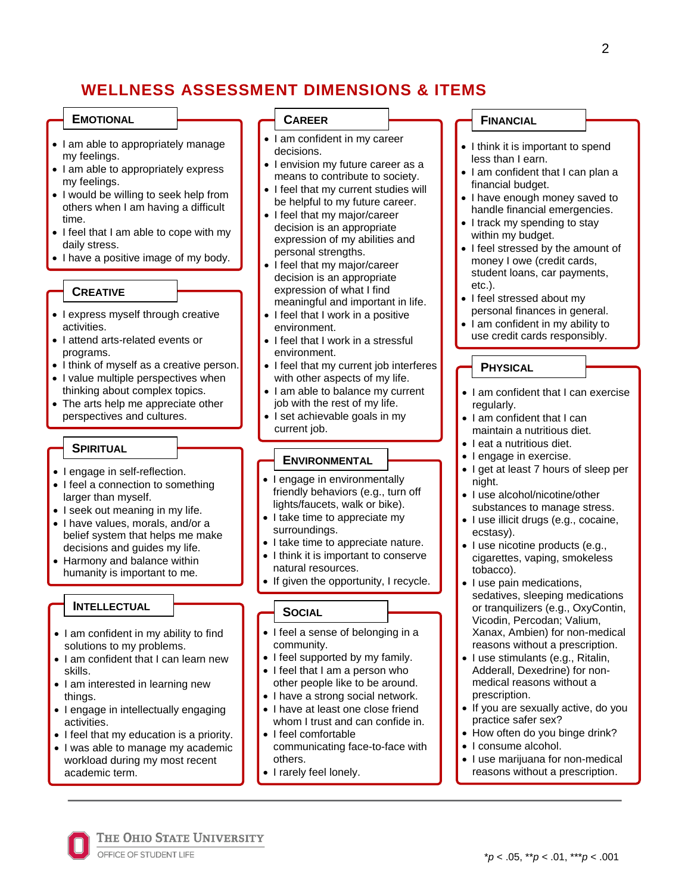# WELLNESS ASSESSMENT DIMENSIONS & ITEMS

## Emotional

- I am able to appropriately manage my feelings.
- I am able to appropriately express my feelings.
- I would be willing to seek help from others when I am having a difficult time.
- I feel that I am able to cope with my daily stress.
- I have a positive image of my body.

## Creative

- I express myself through creative activities.
- I attend arts-related events or programs.
- I think of myself as a creative person.
- I value multiple perspectives when thinking about complex topics.
- The arts help me appreciate other perspectives and cultures.

## Spiritual

- I engage in self-reflection.
- I feel a connection to something larger than myself.
- I seek out meaning in my life.
- I have values, morals, and/or a belief system that helps me make decisions and guides my life.
- Harmony and balance within humanity is important to me.

## Intellectual

- I am confident in my ability to find solutions to my problems.
- I am confident that I can learn new skills.
- I am interested in learning new things.
- I engage in intellectually engaging activities.
- I feel that my education is a priority.
- I was able to manage my academic workload during my most recent academic term.

## Career

- I am confident in my career decisions.
- I envision my future career as a means to contribute to society.
- I feel that my current studies will be helpful to my future career.
- I feel that my major/career decision is an appropriate expression of my abilities and personal strengths.
- I feel that my major/career decision is an appropriate expression of what I find meaningful and important in life.
- I feel that I work in a positive environment.
- I feel that I work in a stressful environment.
- I feel that my current job interferes with other aspects of my life.
- I am able to balance my current job with the rest of my life.
- I set achievable goals in my current job.

## Environmental

- I engage in environmentally friendly behaviors (e.g., turn off lights/faucets, walk or bike).
- I take time to appreciate my surroundings.
- I take time to appreciate nature.
- I think it is important to conserve natural resources.
- If given the opportunity, I recycle.

## Social

- I feel a sense of belonging in a community.
- I feel supported by my family.
- I feel that I am a person who other people like to be around.
- I have a strong social network.
- I have at least one close friend whom I trust and can confide in.
- I feel comfortable communicating face-to-face with others.
- I rarely feel lonely.

## Financial

- I think it is important to spend less than I earn.
- I am confident that I can plan a financial budget.
- I have enough money saved to handle financial emergencies.
- I track my spending to stay within my budget.
- I feel stressed by the amount of money I owe (credit cards, student loans, car payments, etc.).
- I feel stressed about my personal finances in general.
- I am confident in my ability to use credit cards responsibly.

## Physical

- I am confident that I can exercise regularly.
- I am confident that I can maintain a nutritious diet.
- I eat a nutritious diet.
- I engage in exercise.
- I get at least 7 hours of sleep per night.
- I use alcohol/nicotine/other substances to manage stress.
- I use illicit drugs (e.g., cocaine, ecstasy).
- I use nicotine products (e.g., cigarettes, vaping, smokeless tobacco).
- I use pain medications, sedatives, sleeping medications or tranquilizers (e.g., OxyContin, Vicodin, Percodan; Valium, Xanax, Ambien) for non-medical reasons without a prescription.
- I use stimulants (e.g., Ritalin, Adderall, Dexedrine) for non-medical reasons without a prescription.
- If you are sexually active, do you practice safer sex?
- How often do you binge drink?
- I consume alcohol.
- I use marijuana for non-medical reasons without a prescription.

*$p < .05$, **$p < .01$, ***$p < .001$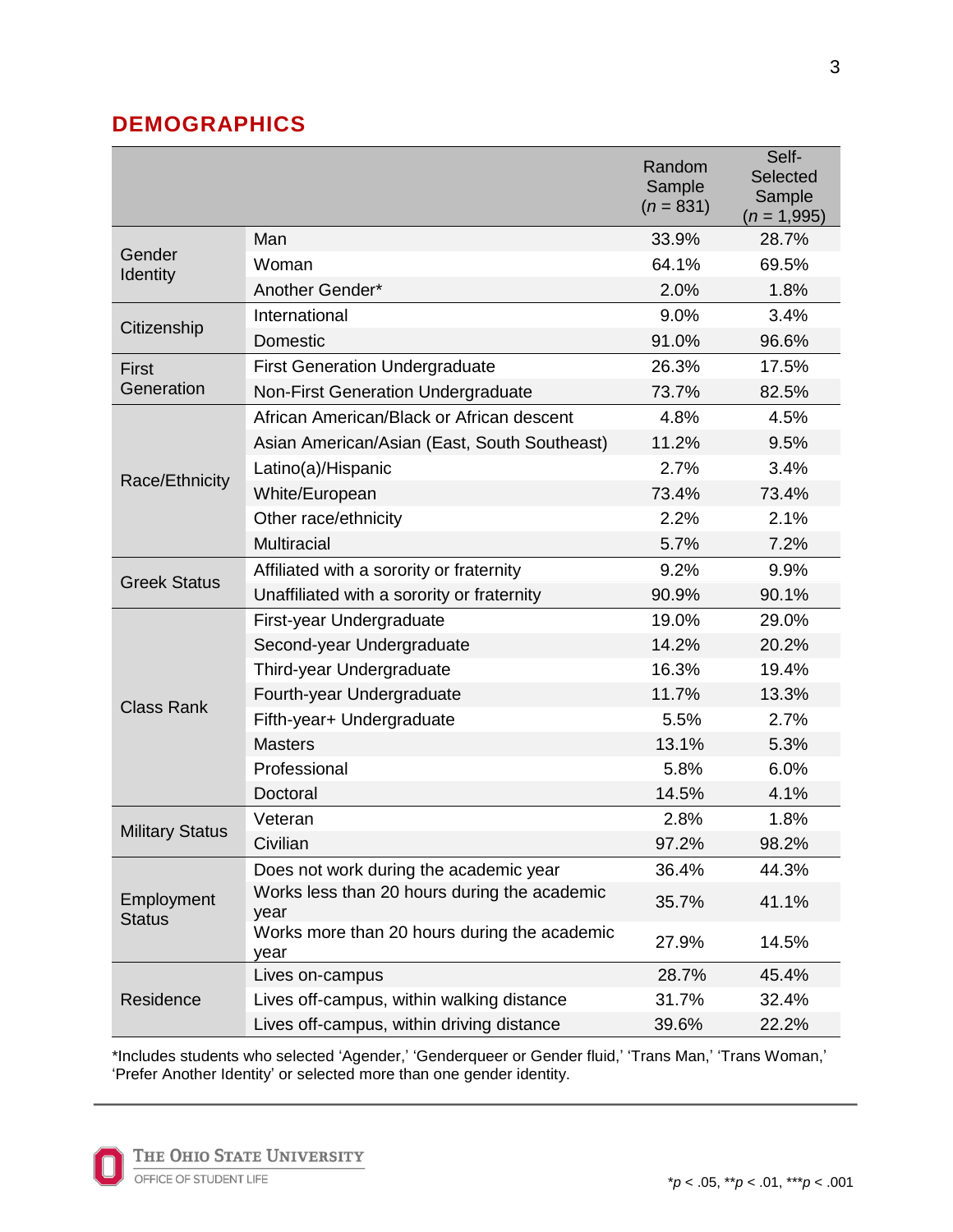## DEMOGRAPHICS

| | | Random Sample ($n$ = 831) | Self-Selected Sample ($n$ = 1,995) |
|---|---|---|---|
| Gender Identity | Man | 33.9% | 28.7% |
| | Woman | 64.1% | 69.5% |
| | Another Gender* | 2.0% | 1.8% |
| Citizenship | International | 9.0% | 3.4% |
| | Domestic | 91.0% | 96.6% |
| First Generation | First Generation Undergraduate | 26.3% | 17.5% |
| | Non-First Generation Undergraduate | 73.7% | 82.5% |
| Race/Ethnicity | African American/Black or African descent | 4.8% | 4.5% |
| | Asian American/Asian (East, South Southeast) | 11.2% | 9.5% |
| | Latino(a)/Hispanic | 2.7% | 3.4% |
| | White/European | 73.4% | 73.4% |
| | Other race/ethnicity | 2.2% | 2.1% |
| | Multiracial | 5.7% | 7.2% |
| Greek Status | Affiliated with a sorority or fraternity | 9.2% | 9.9% |
| | Unaffiliated with a sorority or fraternity | 90.9% | 90.1% |
| Class Rank | First-year Undergraduate | 19.0% | 29.0% |
| | Second-year Undergraduate | 14.2% | 20.2% |
| | Third-year Undergraduate | 16.3% | 19.4% |
| | Fourth-year Undergraduate | 11.7% | 13.3% |
| | Fifth-year+ Undergraduate | 5.5% | 2.7% |
| | Masters | 13.1% | 5.3% |
| | Professional | 5.8% | 6.0% |
| | Doctoral | 14.5% | 4.1% |
| Military Status | Veteran | 2.8% | 1.8% |
| | Civilian | 97.2% | 98.2% |
| Employment Status | Does not work during the academic year | 36.4% | 44.3% |
| | Works less than 20 hours during the academic year | 35.7% | 41.1% |
| | Works more than 20 hours during the academic year | 27.9% | 14.5% |
| Residence | Lives on-campus | 28.7% | 45.4% |
| | Lives off-campus, within walking distance | 31.7% | 32.4% |
| | Lives off-campus, within driving distance | 39.6% | 22.2% |

*Includes students who selected 'Agender,' 'Genderqueer or Gender fluid,' 'Trans Man,' 'Trans Woman,' 'Prefer Another Identity' or selected more than one gender identity.

*$p < .05$, **$p < .01$, ***$p < .001$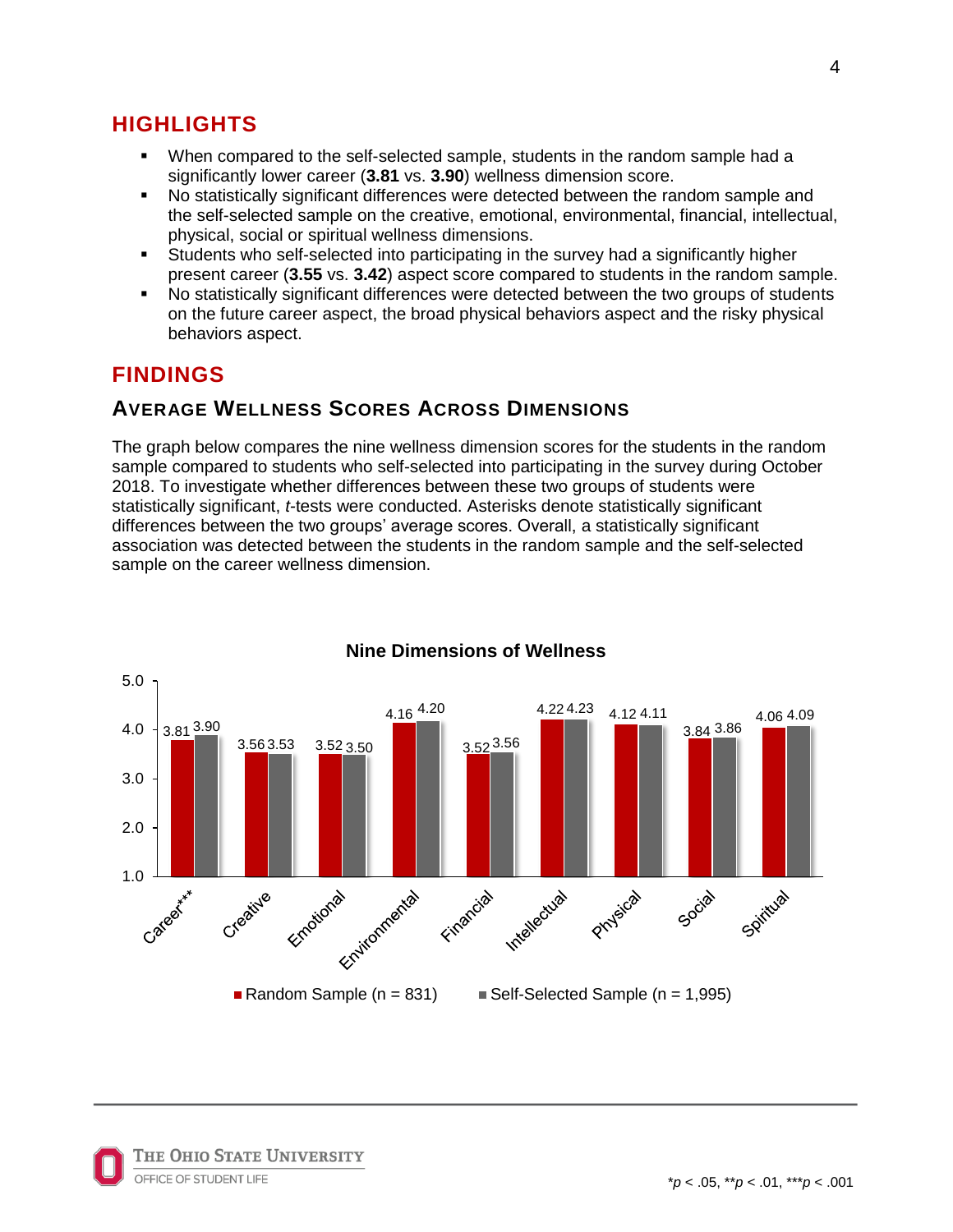## HIGHLIGHTS

- When compared to the self-selected sample, students in the random sample had a significantly lower career (**3.81** vs. **3.90**) wellness dimension score.
- No statistically significant differences were detected between the random sample and the self-selected sample on the creative, emotional, environmental, financial, intellectual, physical, social or spiritual wellness dimensions.
- Students who self-selected into participating in the survey had a significantly higher present career (**3.55** vs. **3.42**) aspect score compared to students in the random sample.
- No statistically significant differences were detected between the two groups of students on the future career aspect, the broad physical behaviors aspect and the risky physical behaviors aspect.

## FINDINGS

### Average Wellness Scores Across Dimensions

The graph below compares the nine wellness dimension scores for the students in the random sample compared to students who self-selected into participating in the survey during October 2018. To investigate whether differences between these two groups of students were statistically significant, *t*-tests were conducted. Asterisks denote statistically significant differences between the two groups' average scores. Overall, a statistically significant association was detected between the students in the random sample and the self-selected sample on the career wellness dimension.

**Nine Dimensions of Wellness**

| Dimension | Random Sample (n = 831) | Self-Selected Sample (n = 1,995) |
|---|---|---|
| Career*** | 3.81 | 3.90 |
| Creative | 3.56 | 3.53 |
| Emotional | 3.52 | 3.50 |
| Environmental | 4.16 | 4.20 |
| Financial | 3.52 | 3.56 |
| Intellectual | 4.22 | 4.23 |
| Physical | 4.12 | 4.11 |
| Social | 3.84 | 3.86 |
| Spiritual | 4.06 | 4.09 |

$^{*}p < .05$, $^{**}p < .01$, $^{***}p < .001$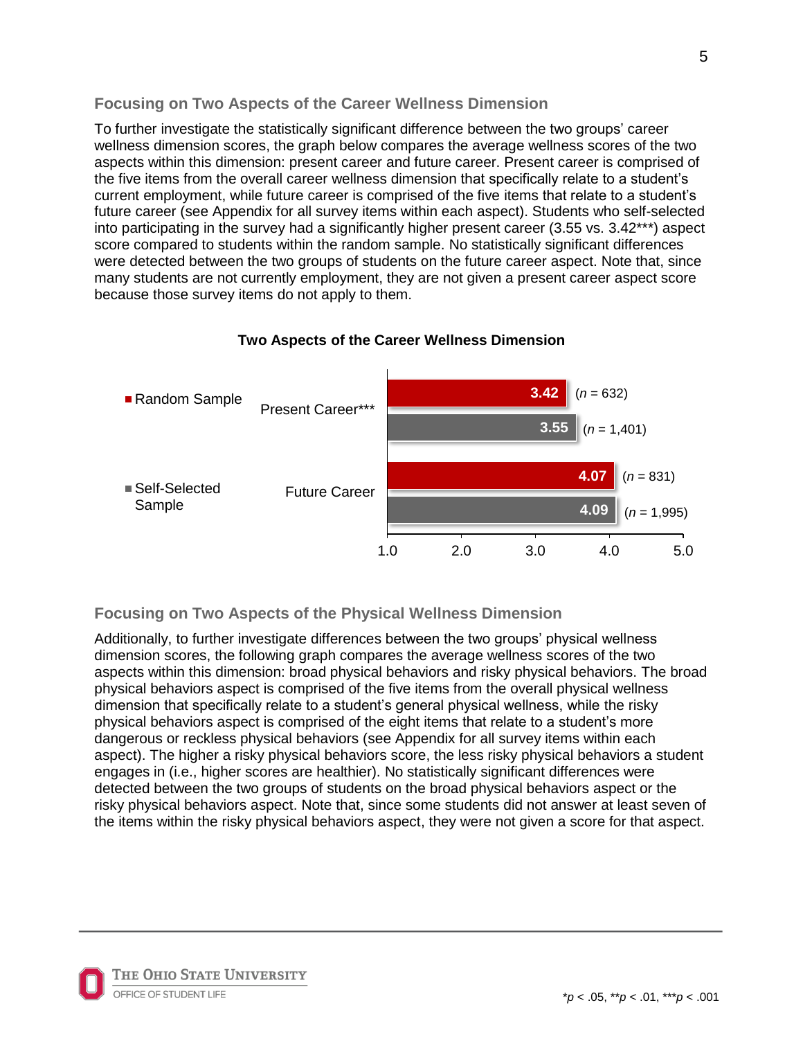### Focusing on Two Aspects of the Career Wellness Dimension

To further investigate the statistically significant difference between the two groups' career wellness dimension scores, the graph below compares the average wellness scores of the two aspects within this dimension: present career and future career. Present career is comprised of the five items from the overall career wellness dimension that specifically relate to a student's current employment, while future career is comprised of the five items that relate to a student's future career (see Appendix for all survey items within each aspect). Students who self-selected into participating in the survey had a significantly higher present career (3.55 vs. 3.42***) aspect score compared to students within the random sample. No statistically significant differences were detected between the two groups of students on the future career aspect. Note that, since many students are not currently employment, they are not given a present career aspect score because those survey items do not apply to them.

**Two Aspects of the Career Wellness Dimension**

| | Random Sample | Self-Selected Sample |
|---|---|---|
| Present Career*** | 3.42 ($n$ = 632) | 3.55 ($n$ = 1,401) |
| Future Career | 4.07 ($n$ = 831) | 4.09 ($n$ = 1,995) |

### Focusing on Two Aspects of the Physical Wellness Dimension

Additionally, to further investigate differences between the two groups' physical wellness dimension scores, the following graph compares the average wellness scores of the two aspects within this dimension: broad physical behaviors and risky physical behaviors. The broad physical behaviors aspect is comprised of the five items from the overall physical wellness dimension that specifically relate to a student's general physical wellness, while the risky physical behaviors aspect is comprised of the eight items that relate to a student's more dangerous or reckless physical behaviors (see Appendix for all survey items within each aspect). The higher a risky physical behaviors score, the less risky physical behaviors a student engages in (i.e., higher scores are healthier). No statistically significant differences were detected between the two groups of students on the broad physical behaviors aspect or the risky physical behaviors aspect. Note that, since some students did not answer at least seven of the items within the risky physical behaviors aspect, they were not given a score for that aspect.

*$p < .05$, **$p < .01$, ***$p < .001$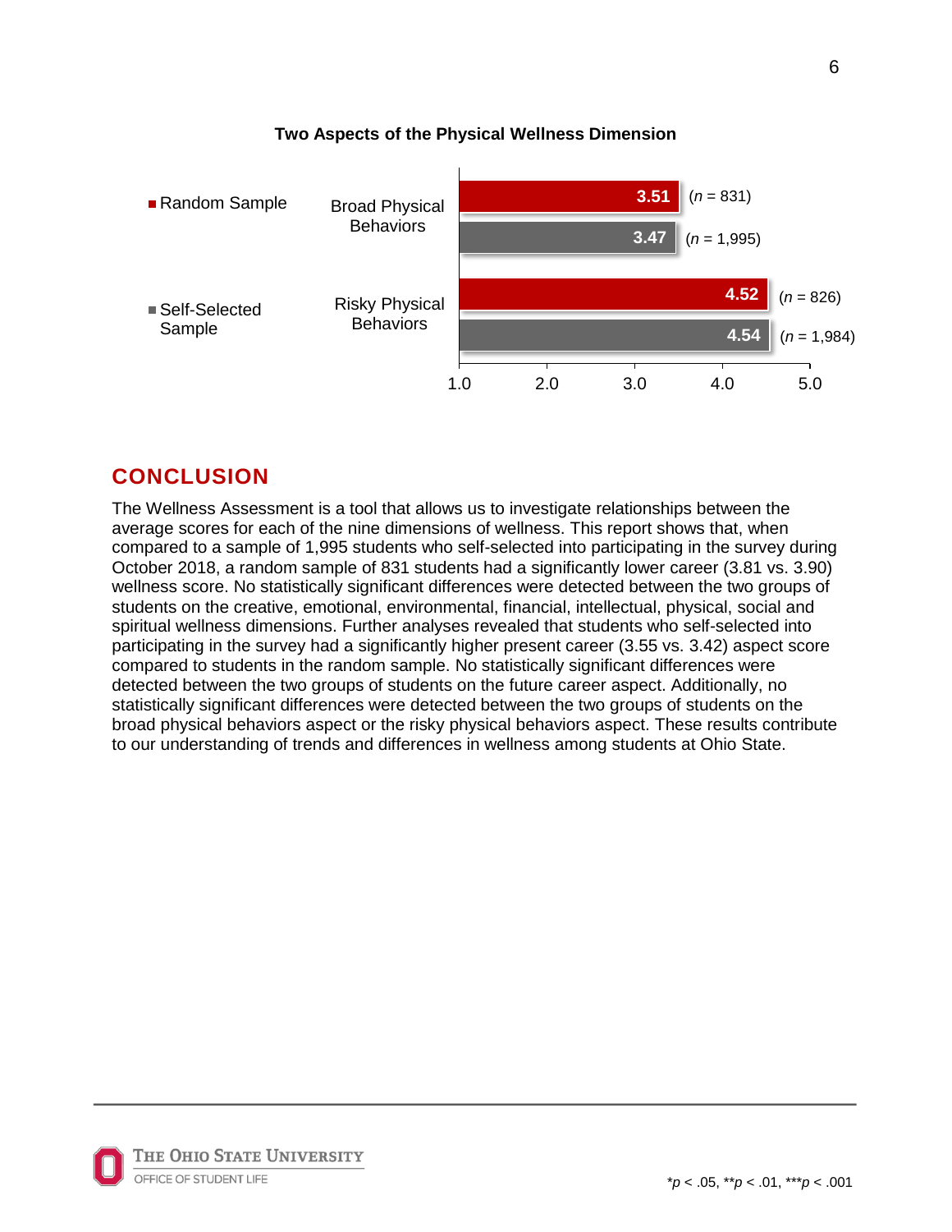**Two Aspects of the Physical Wellness Dimension**

| | Random Sample | Self-Selected Sample |
|---|---|---|
| Broad Physical Behaviors | 3.51 ($n$ = 831) | 3.47 ($n$ = 1,995) |
| Risky Physical Behaviors | 4.52 ($n$ = 826) | 4.54 ($n$ = 1,984) |

## CONCLUSION

The Wellness Assessment is a tool that allows us to investigate relationships between the average scores for each of the nine dimensions of wellness. This report shows that, when compared to a sample of 1,995 students who self-selected into participating in the survey during October 2018, a random sample of 831 students had a significantly lower career (3.81 vs. 3.90) wellness score. No statistically significant differences were detected between the two groups of students on the creative, emotional, environmental, financial, intellectual, physical, social and spiritual wellness dimensions. Further analyses revealed that students who self-selected into participating in the survey had a significantly higher present career (3.55 vs. 3.42) aspect score compared to students in the random sample. No statistically significant differences were detected between the two groups of students on the future career aspect. Additionally, no statistically significant differences were detected between the two groups of students on the broad physical behaviors aspect or the risky physical behaviors aspect. These results contribute to our understanding of trends and differences in wellness among students at Ohio State.

*$p < .05$, **$p < .01$, ***$p < .001$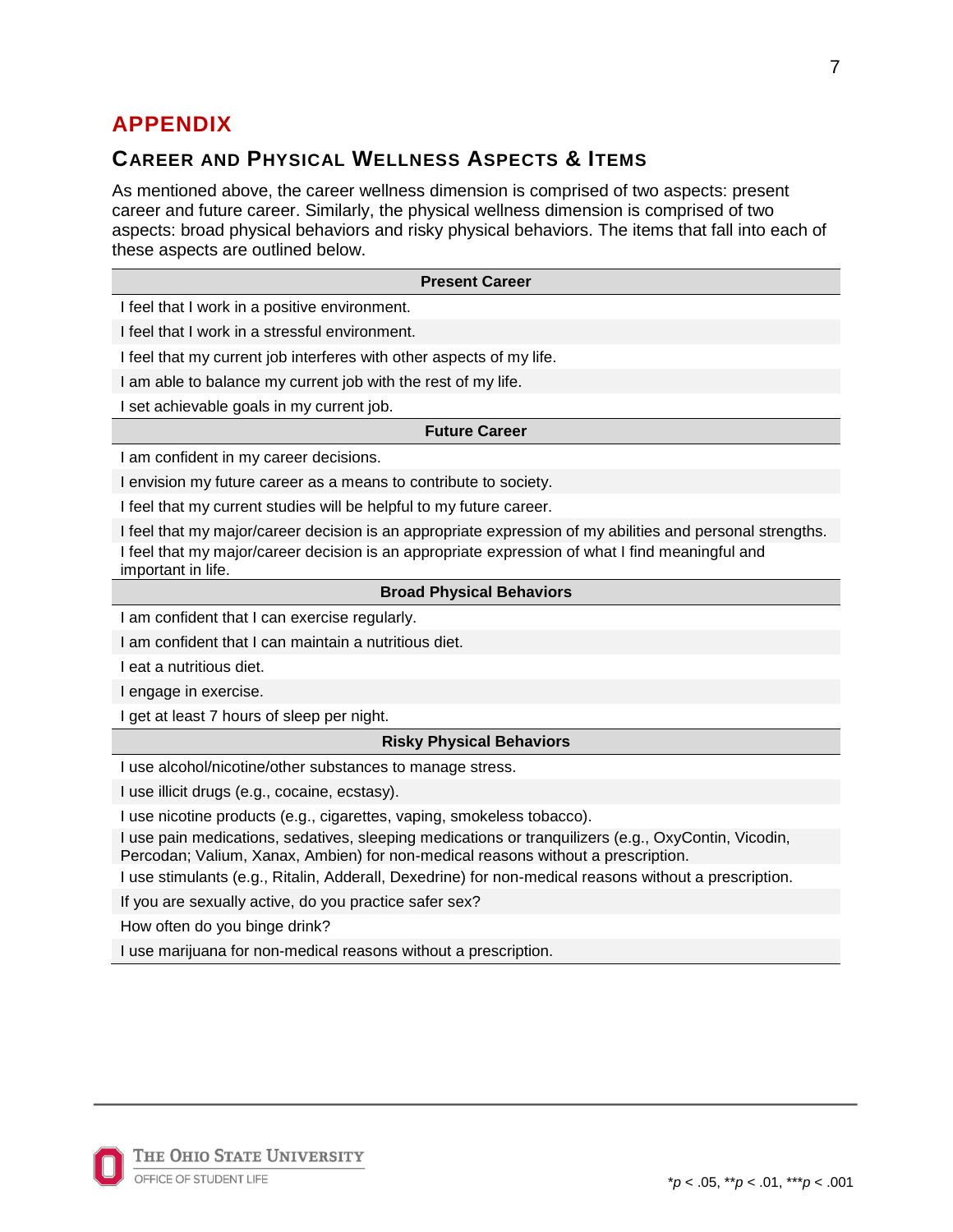# APPENDIX

## Career and Physical Wellness Aspects & Items

As mentioned above, the career wellness dimension is comprised of two aspects: present career and future career. Similarly, the physical wellness dimension is comprised of two aspects: broad physical behaviors and risky physical behaviors. The items that fall into each of these aspects are outlined below.

| **Present Career** |
| --- |
| I feel that I work in a positive environment. |
| I feel that I work in a stressful environment. |
| I feel that my current job interferes with other aspects of my life. |
| I am able to balance my current job with the rest of my life. |
| I set achievable goals in my current job. |
| **Future Career** |
| I am confident in my career decisions. |
| I envision my future career as a means to contribute to society. |
| I feel that my current studies will be helpful to my future career. |
| I feel that my major/career decision is an appropriate expression of my abilities and personal strengths. |
| I feel that my major/career decision is an appropriate expression of what I find meaningful and important in life. |
| **Broad Physical Behaviors** |
| I am confident that I can exercise regularly. |
| I am confident that I can maintain a nutritious diet. |
| I eat a nutritious diet. |
| I engage in exercise. |
| I get at least 7 hours of sleep per night. |
| **Risky Physical Behaviors** |
| I use alcohol/nicotine/other substances to manage stress. |
| I use illicit drugs (e.g., cocaine, ecstasy). |
| I use nicotine products (e.g., cigarettes, vaping, smokeless tobacco). |
| I use pain medications, sedatives, sleeping medications or tranquilizers (e.g., OxyContin, Vicodin, Percodan; Valium, Xanax, Ambien) for non-medical reasons without a prescription. |
| I use stimulants (e.g., Ritalin, Adderall, Dexedrine) for non-medical reasons without a prescription. |
| If you are sexually active, do you practice safer sex? |
| How often do you binge drink? |
| I use marijuana for non-medical reasons without a prescription. |